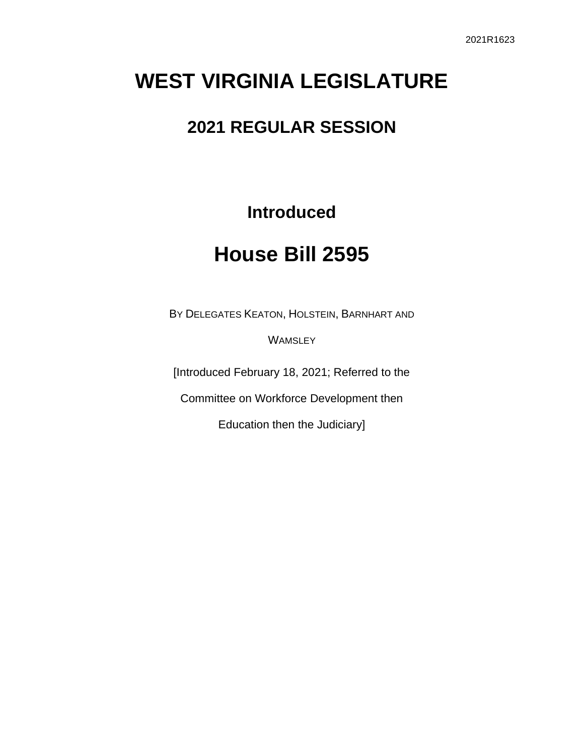2021R1623

# WEST VIRGINIA LEGISLATURE

## 2021 REGULAR SESSION

### Introduced

# House Bill 2595

By Delegates Keaton, Holstein, Barnhart and Wamsley

[Introduced February 18, 2021; Referred to the Committee on Workforce Development then Education then the Judiciary]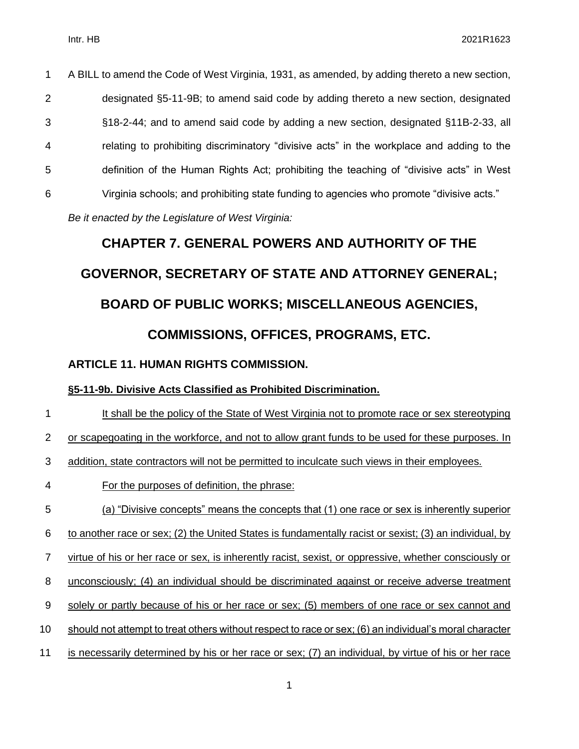A BILL to amend the Code of West Virginia, 1931, as amended, by adding thereto a new section, designated §5-11-9B; to amend said code by adding thereto a new section, designated §18-2-44; and to amend said code by adding a new section, designated §11B-2-33, all relating to prohibiting discriminatory "divisive acts" in the workplace and adding to the definition of the Human Rights Act; prohibiting the teaching of "divisive acts" in West Virginia schools; and prohibiting state funding to agencies who promote "divisive acts."

*Be it enacted by the Legislature of West Virginia:*

# CHAPTER 7. GENERAL POWERS AND AUTHORITY OF THE GOVERNOR, SECRETARY OF STATE AND ATTORNEY GENERAL; BOARD OF PUBLIC WORKS; MISCELLANEOUS AGENCIES, COMMISSIONS, OFFICES, PROGRAMS, ETC.

## ARTICLE 11. HUMAN RIGHTS COMMISSION.

### §5-11-9b. Divisive Acts Classified as Prohibited Discrimination.

It shall be the policy of the State of West Virginia not to promote race or sex stereotyping or scapegoating in the workforce, and not to allow grant funds to be used for these purposes. In addition, state contractors will not be permitted to inculcate such views in their employees.

For the purposes of definition, the phrase:

(a) "Divisive concepts" means the concepts that (1) one race or sex is inherently superior to another race or sex; (2) the United States is fundamentally racist or sexist; (3) an individual, by virtue of his or her race or sex, is inherently racist, sexist, or oppressive, whether consciously or unconsciously; (4) an individual should be discriminated against or receive adverse treatment solely or partly because of his or her race or sex; (5) members of one race or sex cannot and should not attempt to treat others without respect to race or sex; (6) an individual's moral character is necessarily determined by his or her race or sex; (7) an individual, by virtue of his or her race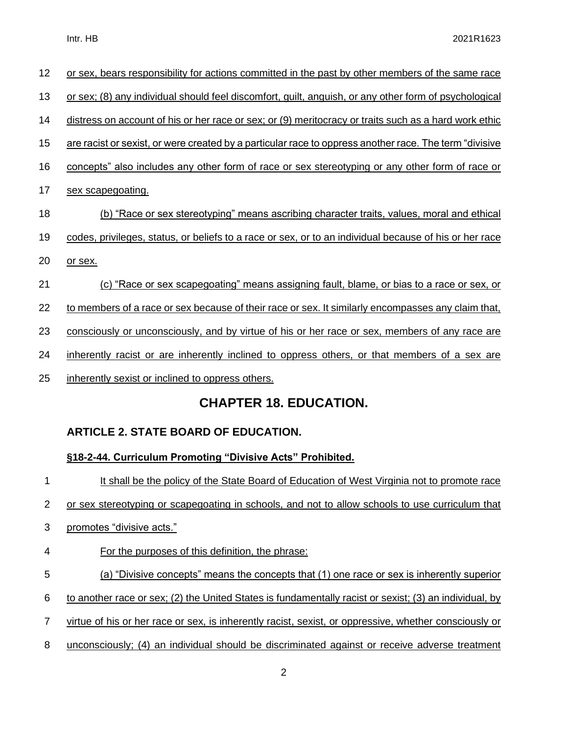or sex, bears responsibility for actions committed in the past by other members of the same race or sex; (8) any individual should feel discomfort, guilt, anguish, or any other form of psychological distress on account of his or her race or sex; or (9) meritocracy or traits such as a hard work ethic are racist or sexist, or were created by a particular race to oppress another race. The term "divisive concepts" also includes any other form of race or sex stereotyping or any other form of race or sex scapegoating.

(b) "Race or sex stereotyping" means ascribing character traits, values, moral and ethical codes, privileges, status, or beliefs to a race or sex, or to an individual because of his or her race or sex.

(c) "Race or sex scapegoating" means assigning fault, blame, or bias to a race or sex, or to members of a race or sex because of their race or sex. It similarly encompasses any claim that, consciously or unconsciously, and by virtue of his or her race or sex, members of any race are inherently racist or are inherently inclined to oppress others, or that members of a sex are inherently sexist or inclined to oppress others.

## CHAPTER 18. EDUCATION.

### ARTICLE 2. STATE BOARD OF EDUCATION.

**§18-2-44. Curriculum Promoting "Divisive Acts" Prohibited.**

It shall be the policy of the State Board of Education of West Virginia not to promote race or sex stereotyping or scapegoating in schools, and not to allow schools to use curriculum that promotes "divisive acts."

For the purposes of this definition, the phrase:

(a) "Divisive concepts" means the concepts that (1) one race or sex is inherently superior to another race or sex; (2) the United States is fundamentally racist or sexist; (3) an individual, by virtue of his or her race or sex, is inherently racist, sexist, or oppressive, whether consciously or unconsciously; (4) an individual should be discriminated against or receive adverse treatment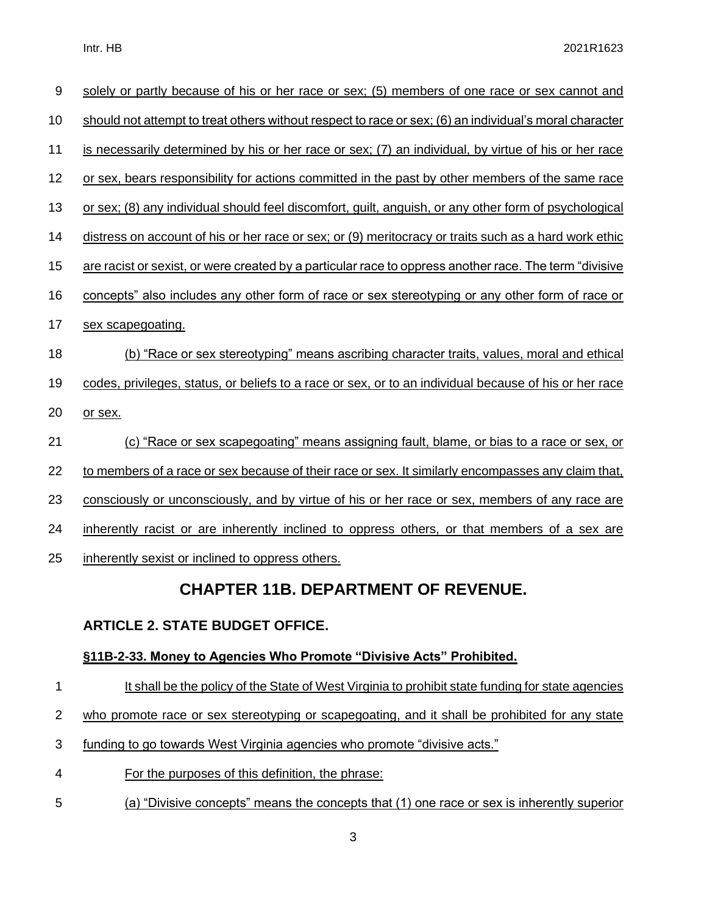solely or partly because of his or her race or sex; (5) members of one race or sex cannot and should not attempt to treat others without respect to race or sex; (6) an individual's moral character is necessarily determined by his or her race or sex; (7) an individual, by virtue of his or her race or sex, bears responsibility for actions committed in the past by other members of the same race or sex; (8) any individual should feel discomfort, guilt, anguish, or any other form of psychological distress on account of his or her race or sex; or (9) meritocracy or traits such as a hard work ethic are racist or sexist, or were created by a particular race to oppress another race. The term "divisive concepts" also includes any other form of race or sex stereotyping or any other form of race or sex scapegoating.

(b) "Race or sex stereotyping" means ascribing character traits, values, moral and ethical codes, privileges, status, or beliefs to a race or sex, or to an individual because of his or her race or sex.

(c) "Race or sex scapegoating" means assigning fault, blame, or bias to a race or sex, or to members of a race or sex because of their race or sex. It similarly encompasses any claim that, consciously or unconsciously, and by virtue of his or her race or sex, members of any race are inherently racist or are inherently inclined to oppress others, or that members of a sex are inherently sexist or inclined to oppress others.

## CHAPTER 11B. DEPARTMENT OF REVENUE.

### ARTICLE 2. STATE BUDGET OFFICE.

#### §11B-2-33. Money to Agencies Who Promote "Divisive Acts" Prohibited.

It shall be the policy of the State of West Virginia to prohibit state funding for state agencies who promote race or sex stereotyping or scapegoating, and it shall be prohibited for any state funding to go towards West Virginia agencies who promote "divisive acts."

For the purposes of this definition, the phrase:

(a) "Divisive concepts" means the concepts that (1) one race or sex is inherently superior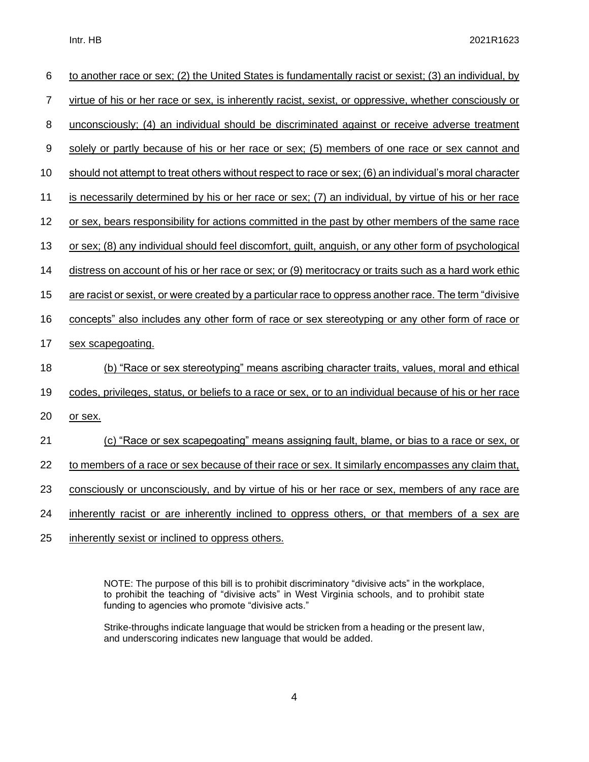to another race or sex; (2) the United States is fundamentally racist or sexist; (3) an individual, by virtue of his or her race or sex, is inherently racist, sexist, or oppressive, whether consciously or unconsciously; (4) an individual should be discriminated against or receive adverse treatment solely or partly because of his or her race or sex; (5) members of one race or sex cannot and should not attempt to treat others without respect to race or sex; (6) an individual's moral character is necessarily determined by his or her race or sex; (7) an individual, by virtue of his or her race or sex, bears responsibility for actions committed in the past by other members of the same race or sex; (8) any individual should feel discomfort, guilt, anguish, or any other form of psychological distress on account of his or her race or sex; or (9) meritocracy or traits such as a hard work ethic are racist or sexist, or were created by a particular race to oppress another race. The term "divisive concepts" also includes any other form of race or sex stereotyping or any other form of race or sex scapegoating.

(b) "Race or sex stereotyping" means ascribing character traits, values, moral and ethical codes, privileges, status, or beliefs to a race or sex, or to an individual because of his or her race or sex.

(c) "Race or sex scapegoating" means assigning fault, blame, or bias to a race or sex, or to members of a race or sex because of their race or sex. It similarly encompasses any claim that, consciously or unconsciously, and by virtue of his or her race or sex, members of any race are inherently racist or are inherently inclined to oppress others, or that members of a sex are inherently sexist or inclined to oppress others.

NOTE: The purpose of this bill is to prohibit discriminatory "divisive acts" in the workplace, to prohibit the teaching of "divisive acts" in West Virginia schools, and to prohibit state funding to agencies who promote "divisive acts."

Strike-throughs indicate language that would be stricken from a heading or the present law, and underscoring indicates new language that would be added.